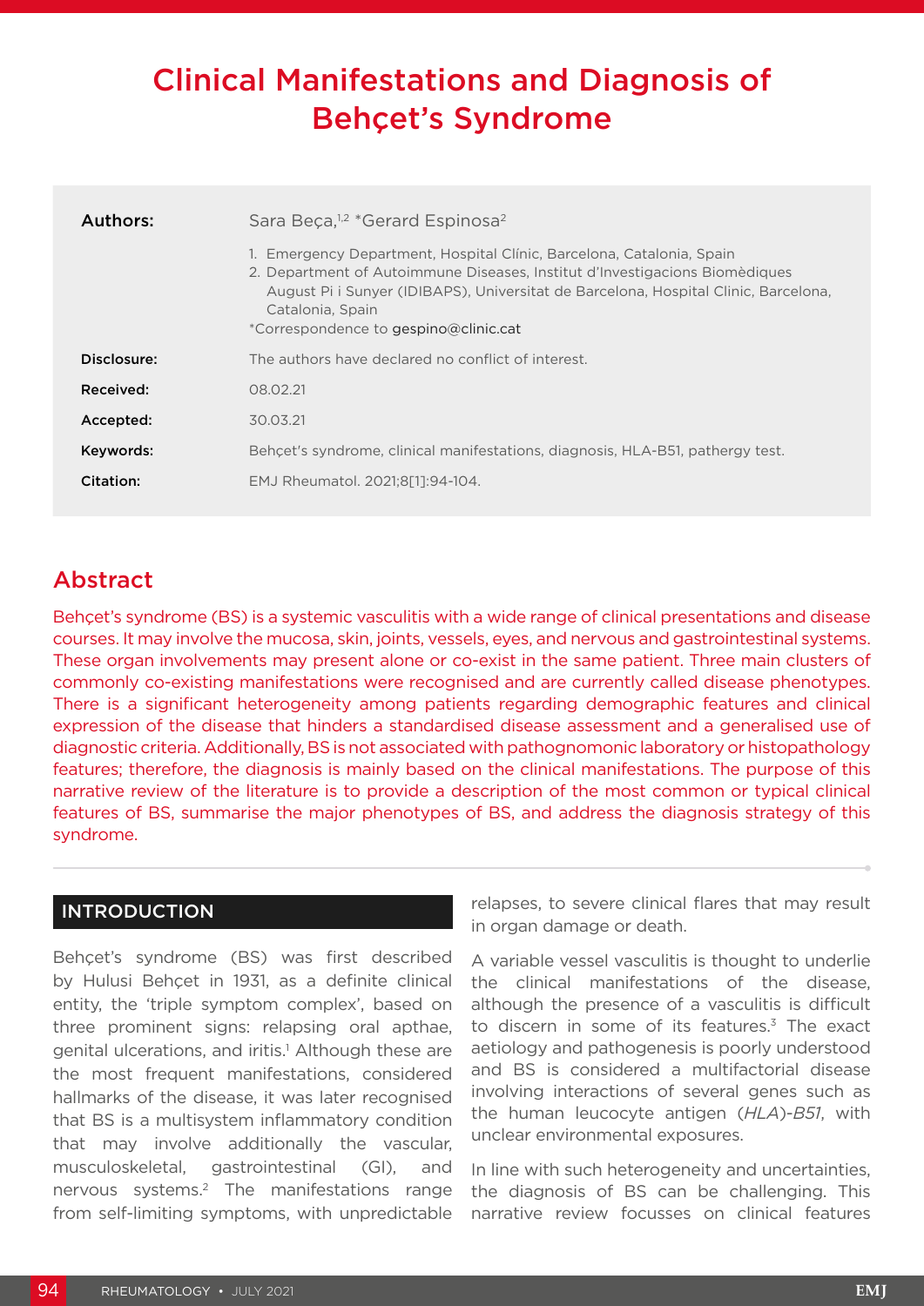# Clinical Manifestations and Diagnosis of Behçet's Syndrome

| | |
|---|---|
| **Authors:** | Sara Beça,[1,2] *Gerard Espinosa[2] |
| | 1. Emergency Department, Hospital Clínic, Barcelona, Catalonia, Spain<br>2. Department of Autoimmune Diseases, Institut d'Investigacions Biomèdiques August Pi i Sunyer (IDIBAPS), Universitat de Barcelona, Hospital Clinic, Barcelona, Catalonia, Spain<br>*Correspondence to gespino@clinic.cat |
| **Disclosure:** | The authors have declared no conflict of interest. |
| **Received:** | 08.02.21 |
| **Accepted:** | 30.03.21 |
| **Keywords:** | Behçet's syndrome, clinical manifestations, diagnosis, HLA-B51, pathergy test. |
| **Citation:** | EMJ Rheumatol. 2021;8[1]:94-104. |

## Abstract

Behçet's syndrome (BS) is a systemic vasculitis with a wide range of clinical presentations and disease courses. It may involve the mucosa, skin, joints, vessels, eyes, and nervous and gastrointestinal systems. These organ involvements may present alone or co-exist in the same patient. Three main clusters of commonly co-existing manifestations were recognised and are currently called disease phenotypes. There is a significant heterogeneity among patients regarding demographic features and clinical expression of the disease that hinders a standardised disease assessment and a generalised use of diagnostic criteria. Additionally, BS is not associated with pathognomonic laboratory or histopathology features; therefore, the diagnosis is mainly based on the clinical manifestations. The purpose of this narrative review of the literature is to provide a description of the most common or typical clinical features of BS, summarise the major phenotypes of BS, and address the diagnosis strategy of this syndrome.

## INTRODUCTION

Behçet's syndrome (BS) was first described by Hulusi Behçet in 1931, as a definite clinical entity, the 'triple symptom complex', based on three prominent signs: relapsing oral apthae, genital ulcerations, and iritis.[1] Although these are the most frequent manifestations, considered hallmarks of the disease, it was later recognised that BS is a multisystem inflammatory condition that may involve additionally the vascular, musculoskeletal, gastrointestinal (GI), and nervous systems.[2] The manifestations range from self-limiting symptoms, with unpredictable relapses, to severe clinical flares that may result in organ damage or death.

A variable vessel vasculitis is thought to underlie the clinical manifestations of the disease, although the presence of a vasculitis is difficult to discern in some of its features.[3] The exact aetiology and pathogenesis is poorly understood and BS is considered a multifactorial disease involving interactions of several genes such as the human leucocyte antigen (*HLA*)-*B51*, with unclear environmental exposures.

In line with such heterogeneity and uncertainties, the diagnosis of BS can be challenging. This narrative review focusses on clinical features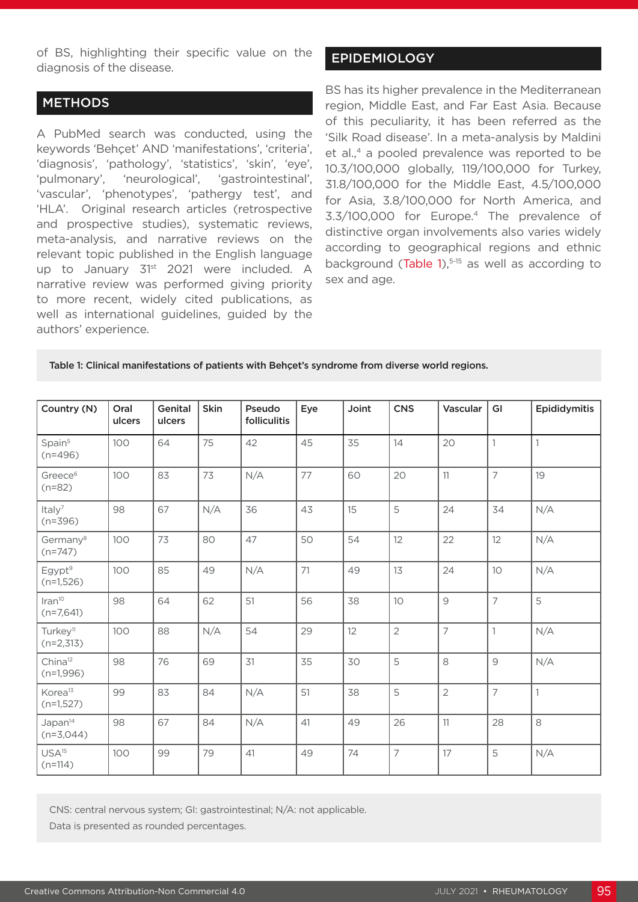of BS, highlighting their specific value on the diagnosis of the disease.

## METHODS

A PubMed search was conducted, using the keywords 'Behçet' AND 'manifestations', 'criteria', 'diagnosis', 'pathology', 'statistics', 'skin', 'eye', 'pulmonary', 'neurological', 'gastrointestinal', 'vascular', 'phenotypes', 'pathergy test', and 'HLA'. Original research articles (retrospective and prospective studies), systematic reviews, meta-analysis, and narrative reviews on the relevant topic published in the English language up to January 31st 2021 were included. A narrative review was performed giving priority to more recent, widely cited publications, as well as international guidelines, guided by the authors' experience.

## EPIDEMIOLOGY

BS has its higher prevalence in the Mediterranean region, Middle East, and Far East Asia. Because of this peculiarity, it has been referred as the 'Silk Road disease'. In a meta-analysis by Maldini et al.,[4] a pooled prevalence was reported to be 10.3/100,000 globally, 119/100,000 for Turkey, 31.8/100,000 for the Middle East, 4.5/100,000 for Asia, 3.8/100,000 for North America, and 3.3/100,000 for Europe.[4] The prevalence of distinctive organ involvements also varies widely according to geographical regions and ethnic background (Table 1),[5-15] as well as according to sex and age.

**Table 1: Clinical manifestations of patients with Behçet's syndrome from diverse world regions.**

| Country (N) | Oral ulcers | Genital ulcers | Skin | Pseudo folliculitis | Eye | Joint | CNS | Vascular | GI | Epididymitis |
|---|---|---|---|---|---|---|---|---|---|---|
| Spain[5] (n=496) | 100 | 64 | 75 | 42 | 45 | 35 | 14 | 20 | 1 | 1 |
| Greece[6] (n=82) | 100 | 83 | 73 | N/A | 77 | 60 | 20 | 11 | 7 | 19 |
| Italy[7] (n=396) | 98 | 67 | N/A | 36 | 43 | 15 | 5 | 24 | 34 | N/A |
| Germany[8] (n=747) | 100 | 73 | 80 | 47 | 50 | 54 | 12 | 22 | 12 | N/A |
| Egypt[9] (n=1,526) | 100 | 85 | 49 | N/A | 71 | 49 | 13 | 24 | 10 | N/A |
| Iran[10] (n=7,641) | 98 | 64 | 62 | 51 | 56 | 38 | 10 | 9 | 7 | 5 |
| Turkey[11] (n=2,313) | 100 | 88 | N/A | 54 | 29 | 12 | 2 | 7 | 1 | N/A |
| China[12] (n=1,996) | 98 | 76 | 69 | 31 | 35 | 30 | 5 | 8 | 9 | N/A |
| Korea[13] (n=1,527) | 99 | 83 | 84 | N/A | 51 | 38 | 5 | 2 | 7 | 1 |
| Japan[14] (n=3,044) | 98 | 67 | 84 | N/A | 41 | 49 | 26 | 11 | 28 | 8 |
| USA[15] (n=114) | 100 | 99 | 79 | 41 | 49 | 74 | 7 | 17 | 5 | N/A |

CNS: central nervous system; GI: gastrointestinal; N/A: not applicable.
Data is presented as rounded percentages.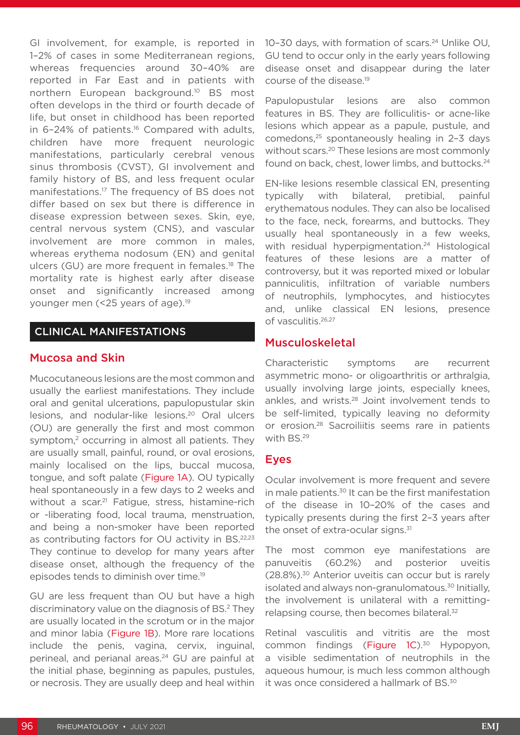GI involvement, for example, is reported in 1–2% of cases in some Mediterranean regions, whereas frequencies around 30–40% are reported in Far East and in patients with northern European background.[10] BS most often develops in the third or fourth decade of life, but onset in childhood has been reported in 6–24% of patients.[16] Compared with adults, children have more frequent neurologic manifestations, particularly cerebral venous sinus thrombosis (CVST), GI involvement and family history of BS, and less frequent ocular manifestations.[17] The frequency of BS does not differ based on sex but there is difference in disease expression between sexes. Skin, eye, central nervous system (CNS), and vascular involvement are more common in males, whereas erythema nodosum (EN) and genital ulcers (GU) are more frequent in females.[18] The mortality rate is highest early after disease onset and significantly increased among younger men (<25 years of age).[19]

## CLINICAL MANIFESTATIONS

### Mucosa and Skin

Mucocutaneous lesions are the most common and usually the earliest manifestations. They include oral and genital ulcerations, papulopustular skin lesions, and nodular-like lesions.[20] Oral ulcers (OU) are generally the first and most common symptom,[2] occurring in almost all patients. They are usually small, painful, round, or oval erosions, mainly localised on the lips, buccal mucosa, tongue, and soft palate (Figure 1A). OU typically heal spontaneously in a few days to 2 weeks and without a scar.[21] Fatigue, stress, histamine-rich or -liberating food, local trauma, menstruation, and being a non-smoker have been reported as contributing factors for OU activity in BS.[22,23] They continue to develop for many years after disease onset, although the frequency of the episodes tends to diminish over time.[19]

GU are less frequent than OU but have a high discriminatory value on the diagnosis of BS.[2] They are usually located in the scrotum or in the major and minor labia (Figure 1B). More rare locations include the penis, vagina, cervix, inguinal, perineal, and perianal areas.[24] GU are painful at the initial phase, beginning as papules, pustules, or necrosis. They are usually deep and heal within 10–30 days, with formation of scars.[24] Unlike OU, GU tend to occur only in the early years following disease onset and disappear during the later course of the disease.[19]

Papulopustular lesions are also common features in BS. They are folliculitis- or acne-like lesions which appear as a papule, pustule, and comedons,[25] spontaneously healing in 2–3 days without scars.[20] These lesions are most commonly found on back, chest, lower limbs, and buttocks.[24]

EN-like lesions resemble classical EN, presenting typically with bilateral, pretibial, painful erythematous nodules. They can also be localised to the face, neck, forearms, and buttocks. They usually heal spontaneously in a few weeks, with residual hyperpigmentation.[24] Histological features of these lesions are a matter of controversy, but it was reported mixed or lobular panniculitis, infiltration of variable numbers of neutrophils, lymphocytes, and histiocytes and, unlike classical EN lesions, presence of vasculitis.[26,27]

### Musculoskeletal

Characteristic symptoms are recurrent asymmetric mono- or oligoarthritis or arthralgia, usually involving large joints, especially knees, ankles, and wrists.[28] Joint involvement tends to be self-limited, typically leaving no deformity or erosion.[28] Sacroiliitis seems rare in patients with BS.[29]

### Eyes

Ocular involvement is more frequent and severe in male patients.[30] It can be the first manifestation of the disease in 10–20% of the cases and typically presents during the first 2–3 years after the onset of extra-ocular signs.[31]

The most common eye manifestations are panuveitis (60.2%) and posterior uveitis (28.8%).[30] Anterior uveitis can occur but is rarely isolated and always non-granulomatous.[30] Initially, the involvement is unilateral with a remitting-relapsing course, then becomes bilateral.[32]

Retinal vasculitis and vitritis are the most common findings (Figure 1C).[30] Hypopyon, a visible sedimentation of neutrophils in the aqueous humour, is much less common although it was once considered a hallmark of BS.[30]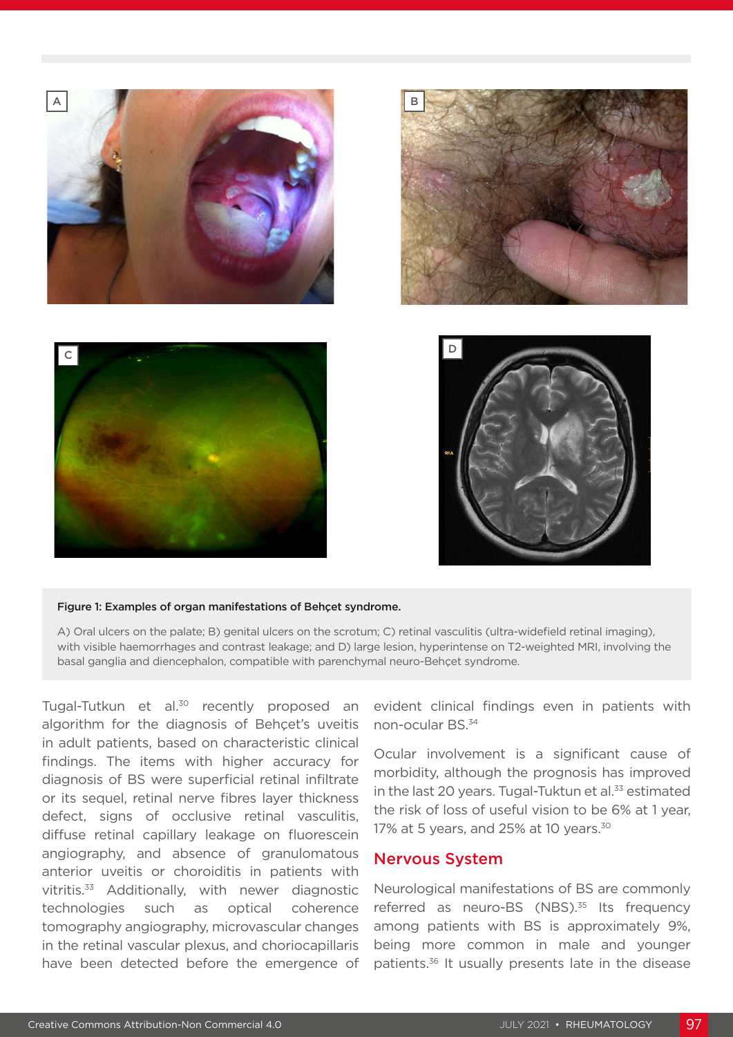**Figure 1: Examples of organ manifestations of Behçet syndrome.**

A) Oral ulcers on the palate; B) genital ulcers on the scrotum; C) retinal vasculitis (ultra-widefield retinal imaging), with visible haemorrhages and contrast leakage; and D) large lesion, hyperintense on T2-weighted MRI, involving the basal ganglia and diencephalon, compatible with parenchymal neuro-Behçet syndrome.

Tugal-Tutkun et al.[30] recently proposed an algorithm for the diagnosis of Behçet's uveitis in adult patients, based on characteristic clinical findings. The items with higher accuracy for diagnosis of BS were superficial retinal infiltrate or its sequel, retinal nerve fibres layer thickness defect, signs of occlusive retinal vasculitis, diffuse retinal capillary leakage on fluorescein angiography, and absence of granulomatous anterior uveitis or choroiditis in patients with vitritis.[33] Additionally, with newer diagnostic technologies such as optical coherence tomography angiography, microvascular changes in the retinal vascular plexus, and choriocapillaris have been detected before the emergence of evident clinical findings even in patients with non-ocular BS.[34]

Ocular involvement is a significant cause of morbidity, although the prognosis has improved in the last 20 years. Tugal-Tuktun et al.[33] estimated the risk of loss of useful vision to be 6% at 1 year, 17% at 5 years, and 25% at 10 years.[30]

## Nervous System

Neurological manifestations of BS are commonly referred as neuro-BS (NBS).[35] Its frequency among patients with BS is approximately 9%, being more common in male and younger patients.[36] It usually presents late in the disease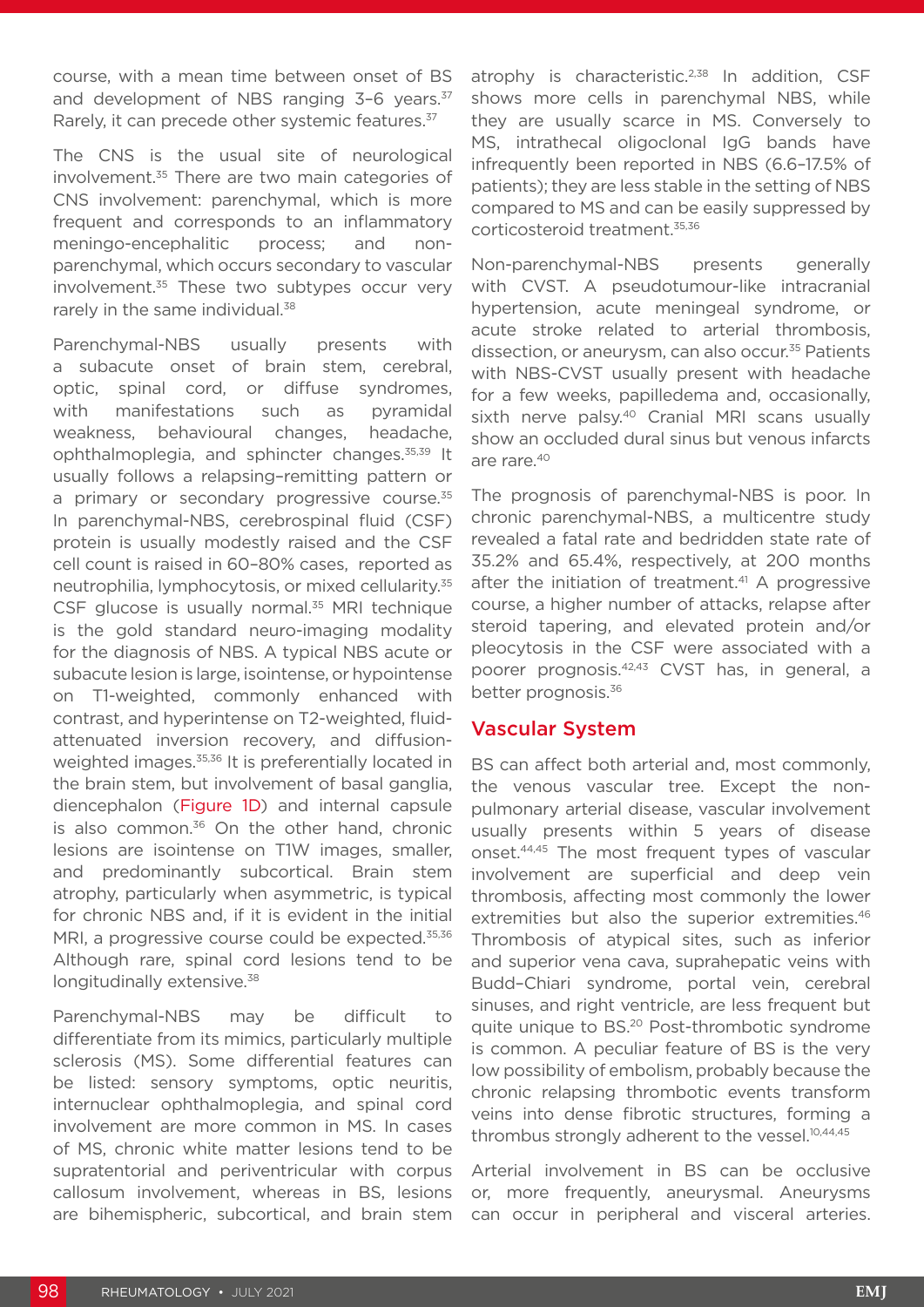course, with a mean time between onset of BS and development of NBS ranging 3–6 years.[37] Rarely, it can precede other systemic features.[37]

The CNS is the usual site of neurological involvement.[35] There are two main categories of CNS involvement: parenchymal, which is more frequent and corresponds to an inflammatory meningo-encephalitic process; and non-parenchymal, which occurs secondary to vascular involvement.[35] These two subtypes occur very rarely in the same individual.[38]

Parenchymal-NBS usually presents with a subacute onset of brain stem, cerebral, optic, spinal cord, or diffuse syndromes, with manifestations such as pyramidal weakness, behavioural changes, headache, ophthalmoplegia, and sphincter changes.[35,39] It usually follows a relapsing–remitting pattern or a primary or secondary progressive course.[35] In parenchymal-NBS, cerebrospinal fluid (CSF) protein is usually modestly raised and the CSF cell count is raised in 60–80% cases, reported as neutrophilia, lymphocytosis, or mixed cellularity.[35] CSF glucose is usually normal.[35] MRI technique is the gold standard neuro-imaging modality for the diagnosis of NBS. A typical NBS acute or subacute lesion is large, isointense, or hypointense on T1-weighted, commonly enhanced with contrast, and hyperintense on T2-weighted, fluid-attenuated inversion recovery, and diffusion-weighted images.[35,36] It is preferentially located in the brain stem, but involvement of basal ganglia, diencephalon (Figure 1D) and internal capsule is also common.[36] On the other hand, chronic lesions are isointense on T1W images, smaller, and predominantly subcortical. Brain stem atrophy, particularly when asymmetric, is typical for chronic NBS and, if it is evident in the initial MRI, a progressive course could be expected.[35,36] Although rare, spinal cord lesions tend to be longitudinally extensive.[38]

Parenchymal-NBS may be difficult to differentiate from its mimics, particularly multiple sclerosis (MS). Some differential features can be listed: sensory symptoms, optic neuritis, internuclear ophthalmoplegia, and spinal cord involvement are more common in MS. In cases of MS, chronic white matter lesions tend to be supratentorial and periventricular with corpus callosum involvement, whereas in BS, lesions are bihemispheric, subcortical, and brain stem atrophy is characteristic.[2,38] In addition, CSF shows more cells in parenchymal NBS, while they are usually scarce in MS. Conversely to MS, intrathecal oligoclonal IgG bands have infrequently been reported in NBS (6.6–17.5% of patients); they are less stable in the setting of NBS compared to MS and can be easily suppressed by corticosteroid treatment.[35,36]

Non-parenchymal-NBS presents generally with CVST. A pseudotumour-like intracranial hypertension, acute meningeal syndrome, or acute stroke related to arterial thrombosis, dissection, or aneurysm, can also occur.[35] Patients with NBS-CVST usually present with headache for a few weeks, papilledema and, occasionally, sixth nerve palsy.[40] Cranial MRI scans usually show an occluded dural sinus but venous infarcts are rare.[40]

The prognosis of parenchymal-NBS is poor. In chronic parenchymal-NBS, a multicentre study revealed a fatal rate and bedridden state rate of 35.2% and 65.4%, respectively, at 200 months after the initiation of treatment.[41] A progressive course, a higher number of attacks, relapse after steroid tapering, and elevated protein and/or pleocytosis in the CSF were associated with a poorer prognosis.[42,43] CVST has, in general, a better prognosis.[36]

## Vascular System

BS can affect both arterial and, most commonly, the venous vascular tree. Except the non-pulmonary arterial disease, vascular involvement usually presents within 5 years of disease onset.[44,45] The most frequent types of vascular involvement are superficial and deep vein thrombosis, affecting most commonly the lower extremities but also the superior extremities.[46] Thrombosis of atypical sites, such as inferior and superior vena cava, suprahepatic veins with Budd–Chiari syndrome, portal vein, cerebral sinuses, and right ventricle, are less frequent but quite unique to BS.[20] Post-thrombotic syndrome is common. A peculiar feature of BS is the very low possibility of embolism, probably because the chronic relapsing thrombotic events transform veins into dense fibrotic structures, forming a thrombus strongly adherent to the vessel.[10,44,45]

Arterial involvement in BS can be occlusive or, more frequently, aneurysmal. Aneurysms can occur in peripheral and visceral arteries.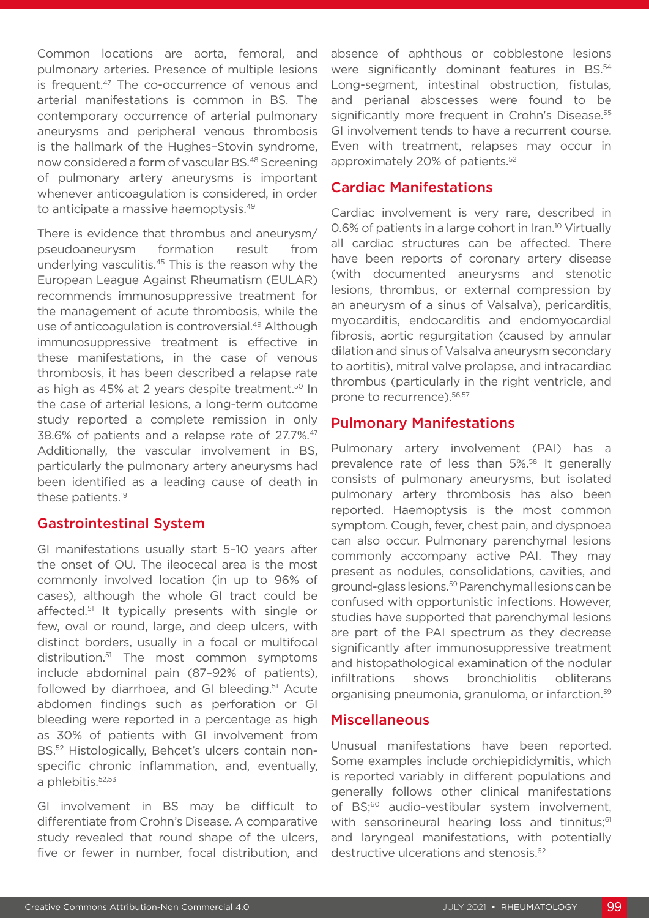Common locations are aorta, femoral, and pulmonary arteries. Presence of multiple lesions is frequent.[47] The co-occurrence of venous and arterial manifestations is common in BS. The contemporary occurrence of arterial pulmonary aneurysms and peripheral venous thrombosis is the hallmark of the Hughes–Stovin syndrome, now considered a form of vascular BS.[48] Screening of pulmonary artery aneurysms is important whenever anticoagulation is considered, in order to anticipate a massive haemoptysis.[49]

There is evidence that thrombus and aneurysm/pseudoaneurysm formation result from underlying vasculitis.[45] This is the reason why the European League Against Rheumatism (EULAR) recommends immunosuppressive treatment for the management of acute thrombosis, while the use of anticoagulation is controversial.[49] Although immunosuppressive treatment is effective in these manifestations, in the case of venous thrombosis, it has been described a relapse rate as high as 45% at 2 years despite treatment.[50] In the case of arterial lesions, a long-term outcome study reported a complete remission in only 38.6% of patients and a relapse rate of 27.7%.[47] Additionally, the vascular involvement in BS, particularly the pulmonary artery aneurysms had been identified as a leading cause of death in these patients.[19]

## Gastrointestinal System

GI manifestations usually start 5–10 years after the onset of OU. The ileocecal area is the most commonly involved location (in up to 96% of cases), although the whole GI tract could be affected.[51] It typically presents with single or few, oval or round, large, and deep ulcers, with distinct borders, usually in a focal or multifocal distribution.[51] The most common symptoms include abdominal pain (87–92% of patients), followed by diarrhoea, and GI bleeding.[51] Acute abdomen findings such as perforation or GI bleeding were reported in a percentage as high as 30% of patients with GI involvement from BS.[52] Histologically, Behçet's ulcers contain non-specific chronic inflammation, and, eventually, a phlebitis.[52,53]

GI involvement in BS may be difficult to differentiate from Crohn's Disease. A comparative study revealed that round shape of the ulcers, five or fewer in number, focal distribution, and absence of aphthous or cobblestone lesions were significantly dominant features in BS.[54] Long-segment, intestinal obstruction, fistulas, and perianal abscesses were found to be significantly more frequent in Crohn's Disease.[55] GI involvement tends to have a recurrent course. Even with treatment, relapses may occur in approximately 20% of patients.[52]

## Cardiac Manifestations

Cardiac involvement is very rare, described in 0.6% of patients in a large cohort in Iran.[10] Virtually all cardiac structures can be affected. There have been reports of coronary artery disease (with documented aneurysms and stenotic lesions, thrombus, or external compression by an aneurysm of a sinus of Valsalva), pericarditis, myocarditis, endocarditis and endomyocardial fibrosis, aortic regurgitation (caused by annular dilation and sinus of Valsalva aneurysm secondary to aortitis), mitral valve prolapse, and intracardiac thrombus (particularly in the right ventricle, and prone to recurrence).[56,57]

## Pulmonary Manifestations

Pulmonary artery involvement (PAI) has a prevalence rate of less than 5%.[58] It generally consists of pulmonary aneurysms, but isolated pulmonary artery thrombosis has also been reported. Haemoptysis is the most common symptom. Cough, fever, chest pain, and dyspnoea can also occur. Pulmonary parenchymal lesions commonly accompany active PAI. They may present as nodules, consolidations, cavities, and ground-glass lesions.[59] Parenchymal lesions can be confused with opportunistic infections. However, studies have supported that parenchymal lesions are part of the PAI spectrum as they decrease significantly after immunosuppressive treatment and histopathological examination of the nodular infiltrations shows bronchiolitis obliterans organising pneumonia, granuloma, or infarction.[59]

## Miscellaneous

Unusual manifestations have been reported. Some examples include orchiepididymitis, which is reported variably in different populations and generally follows other clinical manifestations of BS;[60] audio-vestibular system involvement, with sensorineural hearing loss and tinnitus;[61] and laryngeal manifestations, with potentially destructive ulcerations and stenosis.[62]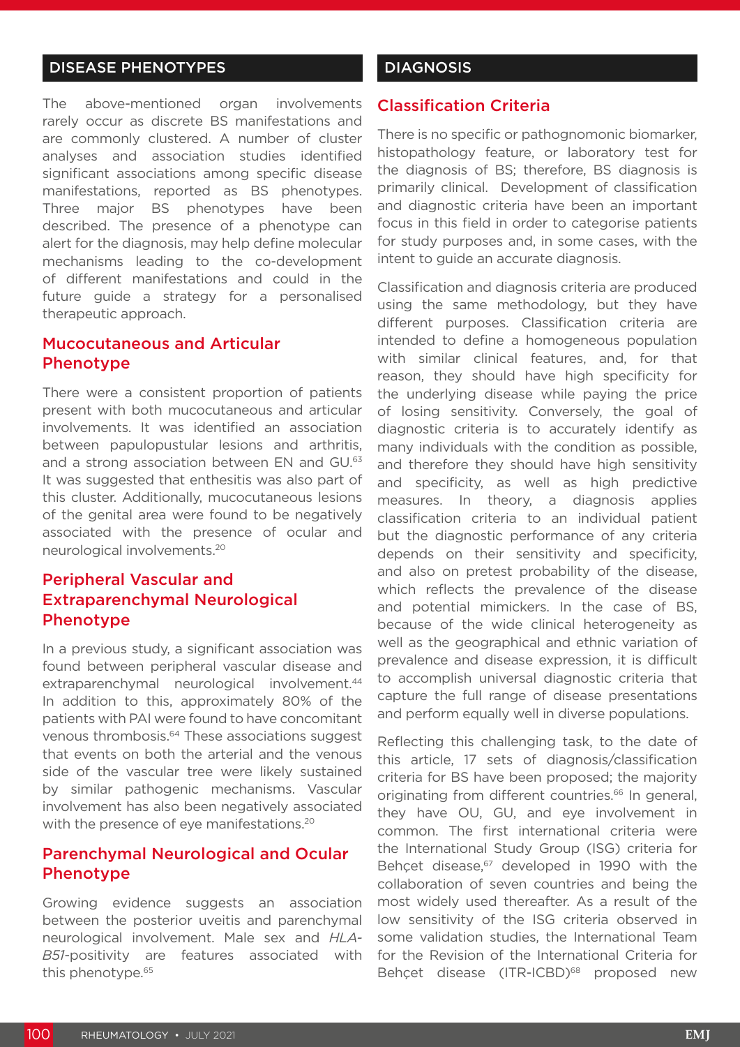## DISEASE PHENOTYPES

The above-mentioned organ involvements rarely occur as discrete BS manifestations and are commonly clustered. A number of cluster analyses and association studies identified significant associations among specific disease manifestations, reported as BS phenotypes. Three major BS phenotypes have been described. The presence of a phenotype can alert for the diagnosis, may help define molecular mechanisms leading to the co-development of different manifestations and could in the future guide a strategy for a personalised therapeutic approach.

### Mucocutaneous and Articular Phenotype

There were a consistent proportion of patients present with both mucocutaneous and articular involvements. It was identified an association between papulopustular lesions and arthritis, and a strong association between EN and GU.[63] It was suggested that enthesitis was also part of this cluster. Additionally, mucocutaneous lesions of the genital area were found to be negatively associated with the presence of ocular and neurological involvements.[20]

### Peripheral Vascular and Extraparenchymal Neurological Phenotype

In a previous study, a significant association was found between peripheral vascular disease and extraparenchymal neurological involvement.[44] In addition to this, approximately 80% of the patients with PAI were found to have concomitant venous thrombosis.[64] These associations suggest that events on both the arterial and the venous side of the vascular tree were likely sustained by similar pathogenic mechanisms. Vascular involvement has also been negatively associated with the presence of eye manifestations.[20]

### Parenchymal Neurological and Ocular Phenotype

Growing evidence suggests an association between the posterior uveitis and parenchymal neurological involvement. Male sex and *HLA-B51*-positivity are features associated with this phenotype.[65]

## DIAGNOSIS

### Classification Criteria

There is no specific or pathognomonic biomarker, histopathology feature, or laboratory test for the diagnosis of BS; therefore, BS diagnosis is primarily clinical. Development of classification and diagnostic criteria have been an important focus in this field in order to categorise patients for study purposes and, in some cases, with the intent to guide an accurate diagnosis.

Classification and diagnosis criteria are produced using the same methodology, but they have different purposes. Classification criteria are intended to define a homogeneous population with similar clinical features, and, for that reason, they should have high specificity for the underlying disease while paying the price of losing sensitivity. Conversely, the goal of diagnostic criteria is to accurately identify as many individuals with the condition as possible, and therefore they should have high sensitivity and specificity, as well as high predictive measures. In theory, a diagnosis applies classification criteria to an individual patient but the diagnostic performance of any criteria depends on their sensitivity and specificity, and also on pretest probability of the disease, which reflects the prevalence of the disease and potential mimickers. In the case of BS, because of the wide clinical heterogeneity as well as the geographical and ethnic variation of prevalence and disease expression, it is difficult to accomplish universal diagnostic criteria that capture the full range of disease presentations and perform equally well in diverse populations.

Reflecting this challenging task, to the date of this article, 17 sets of diagnosis/classification criteria for BS have been proposed; the majority originating from different countries.[66] In general, they have OU, GU, and eye involvement in common. The first international criteria were the International Study Group (ISG) criteria for Behçet disease,[67] developed in 1990 with the collaboration of seven countries and being the most widely used thereafter. As a result of the low sensitivity of the ISG criteria observed in some validation studies, the International Team for the Revision of the International Criteria for Behçet disease (ITR-ICBD)[68] proposed new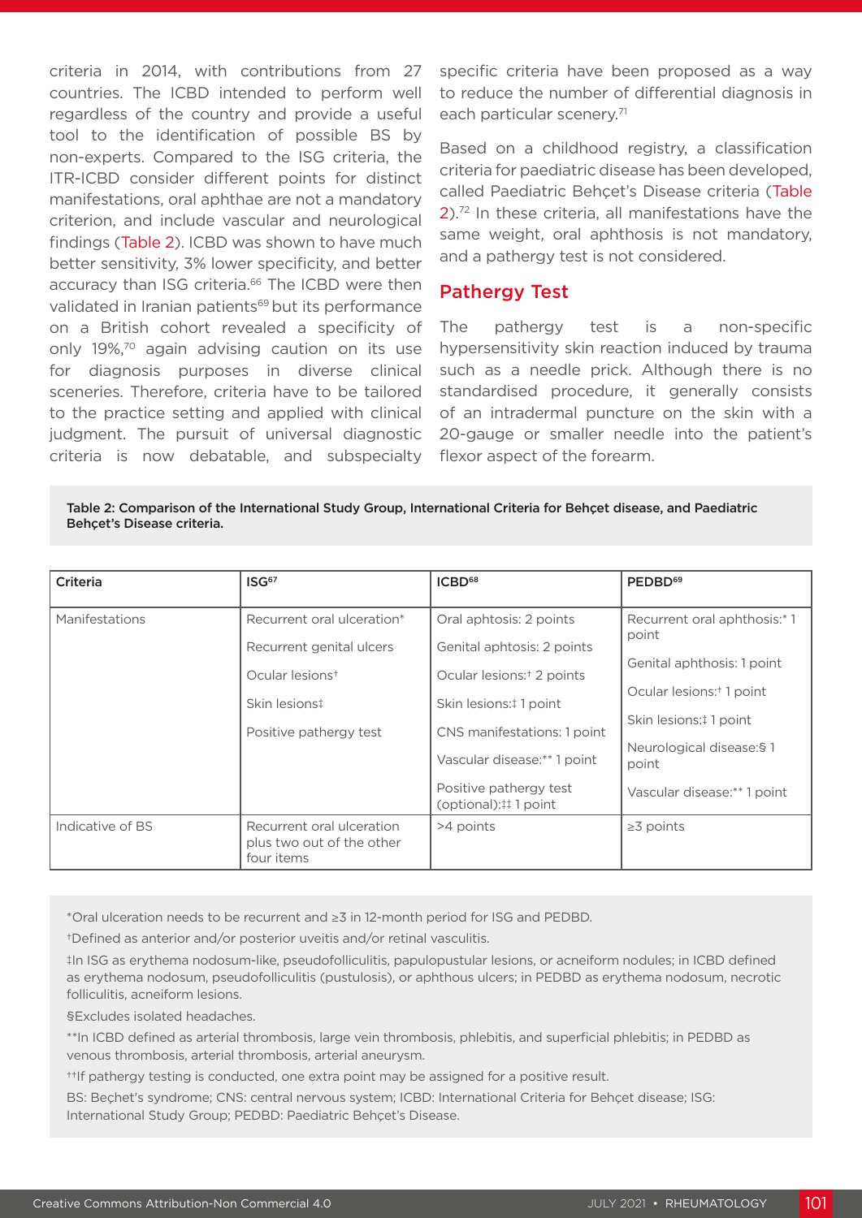criteria in 2014, with contributions from 27 countries. The ICBD intended to perform well regardless of the country and provide a useful tool to the identification of possible BS by non-experts. Compared to the ISG criteria, the ITR-ICBD consider different points for distinct manifestations, oral aphthae are not a mandatory criterion, and include vascular and neurological findings (Table 2). ICBD was shown to have much better sensitivity, 3% lower specificity, and better accuracy than ISG criteria.[66] The ICBD were then validated in Iranian patients[69] but its performance on a British cohort revealed a specificity of only 19%,[70] again advising caution on its use for diagnosis purposes in diverse clinical sceneries. Therefore, criteria have to be tailored to the practice setting and applied with clinical judgment. The pursuit of universal diagnostic criteria is now debatable, and subspecialty specific criteria have been proposed as a way to reduce the number of differential diagnosis in each particular scenery.[71]

Based on a childhood registry, a classification criteria for paediatric disease has been developed, called Paediatric Behçet's Disease criteria (Table 2).[72] In these criteria, all manifestations have the same weight, oral aphthosis is not mandatory, and a pathergy test is not considered.

## Pathergy Test

The pathergy test is a non-specific hypersensitivity skin reaction induced by trauma such as a needle prick. Although there is no standardised procedure, it generally consists of an intradermal puncture on the skin with a 20-gauge or smaller needle into the patient's flexor aspect of the forearm.

**Table 2: Comparison of the International Study Group, International Criteria for Behçet disease, and Paediatric Behçet's Disease criteria.**

| Criteria | ISG[67] | ICBD[68] | PEDBD[69] |
|---|---|---|---|
| Manifestations | Recurrent oral ulceration* | Oral aphtosis: 2 points | Recurrent oral aphthosis:* 1 point |
| | Recurrent genital ulcers | Genital aphtosis: 2 points | Genital aphthosis: 1 point |
| | Ocular lesions† | Ocular lesions:† 2 points | Ocular lesions:† 1 point |
| | Skin lesions‡ | Skin lesions:‡ 1 point | Skin lesions:‡ 1 point |
| | Positive pathergy test | CNS manifestations: 1 point | Neurological disease:§ 1 point |
| | | Vascular disease:** 1 point | Vascular disease:** 1 point |
| | | Positive pathergy test (optional):‡‡ 1 point | |
| Indicative of BS | Recurrent oral ulceration plus two out of the other four items | >4 points | ≥3 points |

*Oral ulceration needs to be recurrent and ≥3 in 12-month period for ISG and PEDBD.

†Defined as anterior and/or posterior uveitis and/or retinal vasculitis.

‡In ISG as erythema nodosum-like, pseudofolliculitis, papulopustular lesions, or acneiform nodules; in ICBD defined as erythema nodosum, pseudofolliculitis (pustulosis), or aphthous ulcers; in PEDBD as erythema nodosum, necrotic folliculitis, acneiform lesions.

§Excludes isolated headaches.

**In ICBD defined as arterial thrombosis, large vein thrombosis, phlebitis, and superficial phlebitis; in PEDBD as venous thrombosis, arterial thrombosis, arterial aneurysm.

††If pathergy testing is conducted, one extra point may be assigned for a positive result.

BS: Beçhet's syndrome; CNS: central nervous system; ICBD: International Criteria for Behçet disease; ISG: International Study Group; PEDBD: Paediatric Behçet's Disease.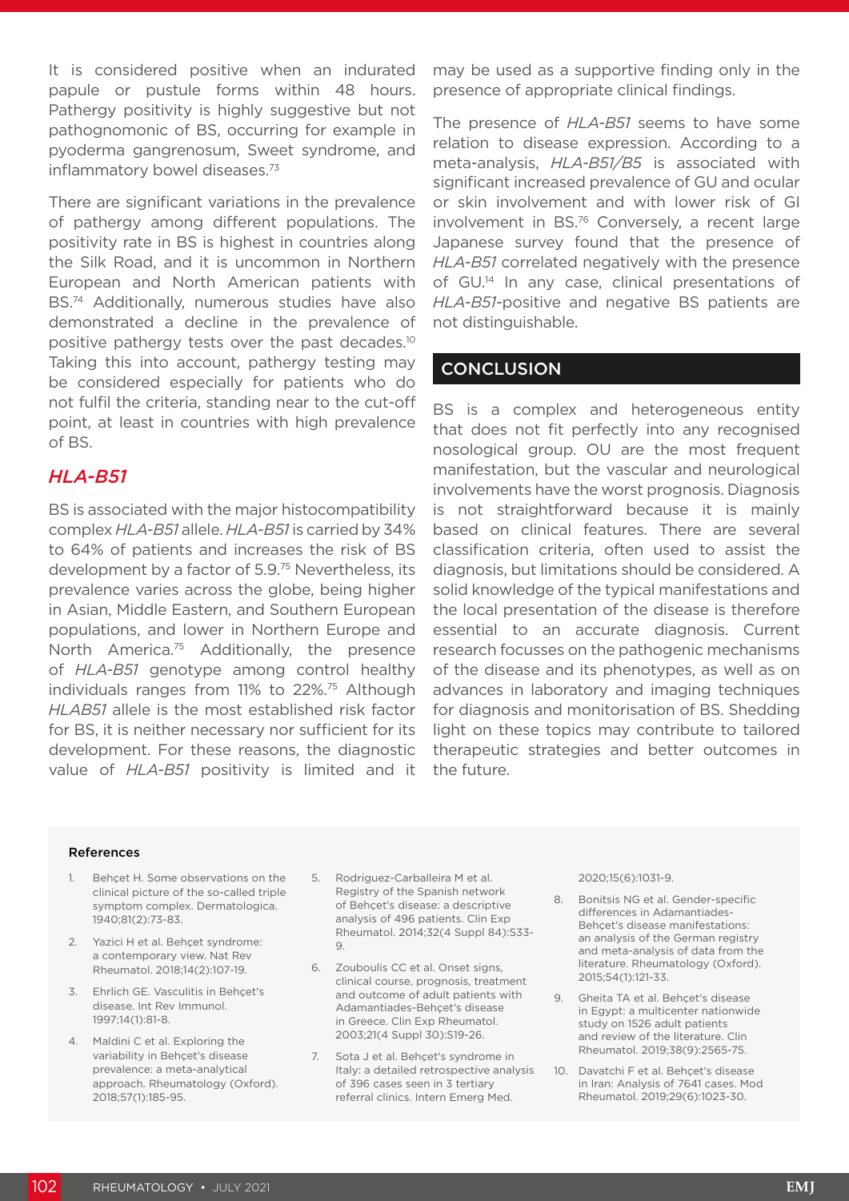It is considered positive when an indurated papule or pustule forms within 48 hours. Pathergy positivity is highly suggestive but not pathognomonic of BS, occurring for example in pyoderma gangrenosum, Sweet syndrome, and inflammatory bowel diseases.[73]

There are significant variations in the prevalence of pathergy among different populations. The positivity rate in BS is highest in countries along the Silk Road, and it is uncommon in Northern European and North American patients with BS.[74] Additionally, numerous studies have also demonstrated a decline in the prevalence of positive pathergy tests over the past decades.[10] Taking this into account, pathergy testing may be considered especially for patients who do not fulfil the criteria, standing near to the cut-off point, at least in countries with high prevalence of BS.

### *HLA-B51*

BS is associated with the major histocompatibility complex *HLA-B51* allele. *HLA-B51* is carried by 34% to 64% of patients and increases the risk of BS development by a factor of 5.9.[75] Nevertheless, its prevalence varies across the globe, being higher in Asian, Middle Eastern, and Southern European populations, and lower in Northern Europe and North America.[75] Additionally, the presence of *HLA-B51* genotype among control healthy individuals ranges from 11% to 22%.[75] Although *HLAB51* allele is the most established risk factor for BS, it is neither necessary nor sufficient for its development. For these reasons, the diagnostic value of *HLA-B51* positivity is limited and it may be used as a supportive finding only in the presence of appropriate clinical findings.

The presence of *HLA-B51* seems to have some relation to disease expression. According to a meta-analysis, *HLA-B51/B5* is associated with significant increased prevalence of GU and ocular or skin involvement and with lower risk of GI involvement in BS.[76] Conversely, a recent large Japanese survey found that the presence of *HLA-B51* correlated negatively with the presence of GU.[14] In any case, clinical presentations of *HLA-B51*-positive and negative BS patients are not distinguishable.

## CONCLUSION

BS is a complex and heterogeneous entity that does not fit perfectly into any recognised nosological group. OU are the most frequent manifestation, but the vascular and neurological involvements have the worst prognosis. Diagnosis is not straightforward because it is mainly based on clinical features. There are several classification criteria, often used to assist the diagnosis, but limitations should be considered. A solid knowledge of the typical manifestations and the local presentation of the disease is therefore essential to an accurate diagnosis. Current research focusses on the pathogenic mechanisms of the disease and its phenotypes, as well as on advances in laboratory and imaging techniques for diagnosis and monitorisation of BS. Shedding light on these topics may contribute to tailored therapeutic strategies and better outcomes in the future.

#### References

1. Behçet H. Some observations on the clinical picture of the so-called triple symptom complex. Dermatologica. 1940;81(2):73-83.
2. Yazici H et al. Behçet syndrome: a contemporary view. Nat Rev Rheumatol. 2018;14(2):107-19.
3. Ehrlich GE. Vasculitis in Behçet's disease. Int Rev Immunol. 1997;14(1):81-8.
4. Maldini C et al. Exploring the variability in Behçet's disease prevalence: a meta-analytical approach. Rheumatology (Oxford). 2018;57(1):185-95.
5. Rodriguez-Carballeira M et al. Registry of the Spanish network of Behçet's disease: a descriptive analysis of 496 patients. Clin Exp Rheumatol. 2014;32(4 Suppl 84):S33-9.
6. Zouboulis CC et al. Onset signs, clinical course, prognosis, treatment and outcome of adult patients with Adamantiades-Behçet's disease in Greece. Clin Exp Rheumatol. 2003;21(4 Suppl 30):S19-26.
7. Sota J et al. Behçet's syndrome in Italy: a detailed retrospective analysis of 396 cases seen in 3 tertiary referral clinics. Intern Emerg Med. 2020;15(6):1031-9.
8. Bonitsis NG et al. Gender-specific differences in Adamantiades-Behçet's disease manifestations: an analysis of the German registry and meta-analysis of data from the literature. Rheumatology (Oxford). 2015;54(1):121-33.
9. Gheita TA et al. Behçet's disease in Egypt: a multicenter nationwide study on 1526 adult patients and review of the literature. Clin Rheumatol. 2019;38(9):2565-75.
10. Davatchi F et al. Behçet's disease in Iran: Analysis of 7641 cases. Mod Rheumatol. 2019;29(6):1023-30.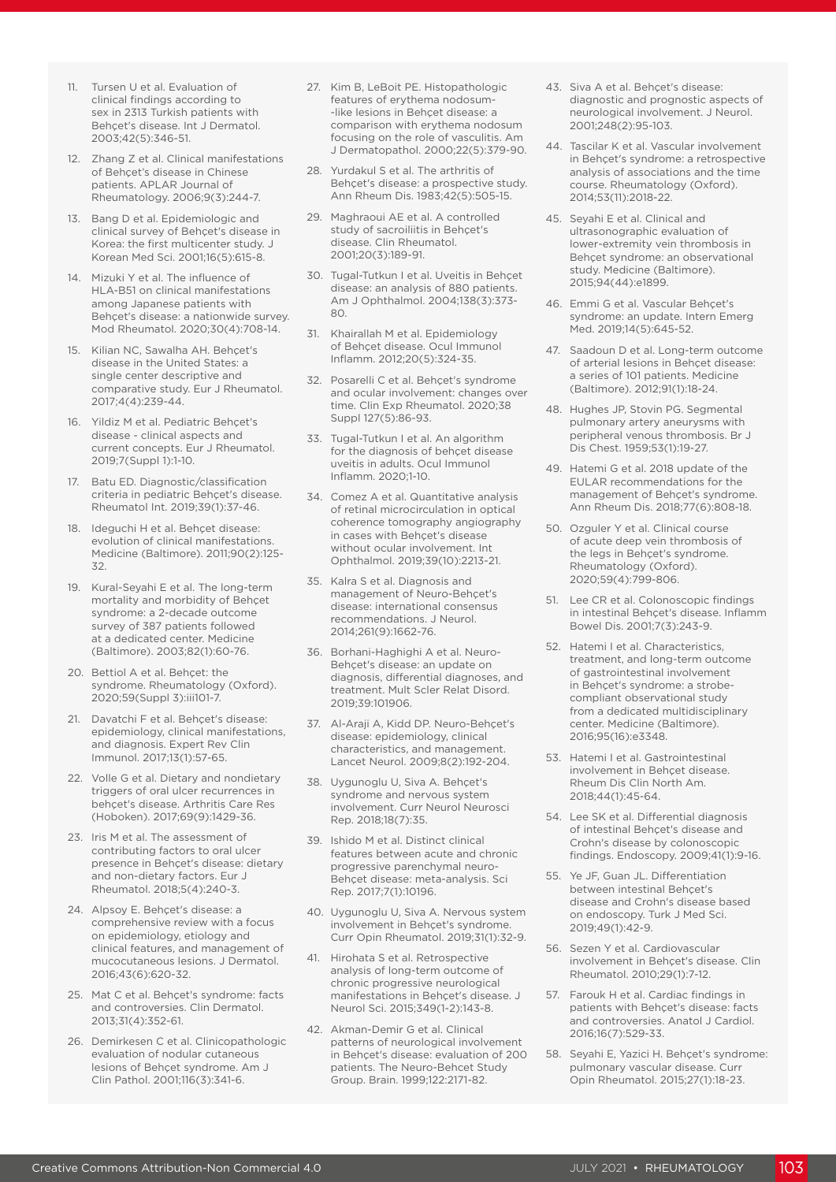11. Tursen U et al. Evaluation of clinical findings according to sex in 2313 Turkish patients with Behçet's disease. Int J Dermatol. 2003;42(5):346-51.
12. Zhang Z et al. Clinical manifestations of Behçet's disease in Chinese patients. APLAR Journal of Rheumatology. 2006;9(3):244-7.
13. Bang D et al. Epidemiologic and clinical survey of Behçet's disease in Korea: the first multicenter study. J Korean Med Sci. 2001;16(5):615-8.
14. Mizuki Y et al. The influence of HLA-B51 on clinical manifestations among Japanese patients with Behçet's disease: a nationwide survey. Mod Rheumatol. 2020;30(4):708-14.
15. Kilian NC, Sawalha AH. Behçet's disease in the United States: a single center descriptive and comparative study. Eur J Rheumatol. 2017;4(4):239-44.
16. Yildiz M et al. Pediatric Behçet's disease - clinical aspects and current concepts. Eur J Rheumatol. 2019;7(Suppl 1):1-10.
17. Batu ED. Diagnostic/classification criteria in pediatric Behçet's disease. Rheumatol Int. 2019;39(1):37-46.
18. Ideguchi H et al. Behçet disease: evolution of clinical manifestations. Medicine (Baltimore). 2011;90(2):125-32.
19. Kural-Seyahi E et al. The long-term mortality and morbidity of Behçet syndrome: a 2-decade outcome survey of 387 patients followed at a dedicated center. Medicine (Baltimore). 2003;82(1):60-76.
20. Bettiol A et al. Behçet: the syndrome. Rheumatology (Oxford). 2020;59(Suppl 3):iii101-7.
21. Davatchi F et al. Behçet's disease: epidemiology, clinical manifestations, and diagnosis. Expert Rev Clin Immunol. 2017;13(1):57-65.
22. Volle G et al. Dietary and nondietary triggers of oral ulcer recurrences in behçet's disease. Arthritis Care Res (Hoboken). 2017;69(9):1429-36.
23. Iris M et al. The assessment of contributing factors to oral ulcer presence in Behçet's disease: dietary and non-dietary factors. Eur J Rheumatol. 2018;5(4):240-3.
24. Alpsoy E. Behçet's disease: a comprehensive review with a focus on epidemiology, etiology and clinical features, and management of mucocutaneous lesions. J Dermatol. 2016;43(6):620-32.
25. Mat C et al. Behçet's syndrome: facts and controversies. Clin Dermatol. 2013;31(4):352-61.
26. Demirkesen C et al. Clinicopathologic evaluation of nodular cutaneous lesions of Behçet syndrome. Am J Clin Pathol. 2001;116(3):341-6.
27. Kim B, LeBoit PE. Histopathologic features of erythema nodosum-like lesions in Behçet disease: a comparison with erythema nodosum focusing on the role of vasculitis. Am J Dermatopathol. 2000;22(5):379-90.
28. Yurdakul S et al. The arthritis of Behçet's disease: a prospective study. Ann Rheum Dis. 1983;42(5):505-15.
29. Maghraoui AE et al. A controlled study of sacroiliitis in Behçet's disease. Clin Rheumatol. 2001;20(3):189-91.
30. Tugal-Tutkun I et al. Uveitis in Behçet disease: an analysis of 880 patients. Am J Ophthalmol. 2004;138(3):373-80.
31. Khairallah M et al. Epidemiology of Behçet disease. Ocul Immunol Inflamm. 2012;20(5):324-35.
32. Posarelli C et al. Behçet's syndrome and ocular involvement: changes over time. Clin Exp Rheumatol. 2020;38 Suppl 127(5):86-93.
33. Tugal-Tutkun I et al. An algorithm for the diagnosis of behçet disease uveitis in adults. Ocul Immunol Inflamm. 2020;1-10.
34. Comez A et al. Quantitative analysis of retinal microcirculation in optical coherence tomography angiography in cases with Behçet's disease without ocular involvement. Int Ophthalmol. 2019;39(10):2213-21.
35. Kalra S et al. Diagnosis and management of Neuro-Behçet's disease: international consensus recommendations. J Neurol. 2014;261(9):1662-76.
36. Borhani-Haghighi A et al. Neuro-Behçet's disease: an update on diagnosis, differential diagnoses, and treatment. Mult Scler Relat Disord. 2019;39:101906.
37. Al-Araji A, Kidd DP. Neuro-Behçet's disease: epidemiology, clinical characteristics, and management. Lancet Neurol. 2009;8(2):192-204.
38. Uygunoglu U, Siva A. Behçet's syndrome and nervous system involvement. Curr Neurol Neurosci Rep. 2018;18(7):35.
39. Ishido M et al. Distinct clinical features between acute and chronic progressive parenchymal neuro-Behçet disease: meta-analysis. Sci Rep. 2017;7(1):10196.
40. Uygunoglu U, Siva A. Nervous system involvement in Behçet's syndrome. Curr Opin Rheumatol. 2019;31(1):32-9.
41. Hirohata S et al. Retrospective analysis of long-term outcome of chronic progressive neurological manifestations in Behçet's disease. J Neurol Sci. 2015;349(1-2):143-8.
42. Akman-Demir G et al. Clinical patterns of neurological involvement in Behçet's disease: evaluation of 200 patients. The Neuro-Behcet Study Group. Brain. 1999;122:2171-82.
43. Siva A et al. Behçet's disease: diagnostic and prognostic aspects of neurological involvement. J Neurol. 2001;248(2):95-103.
44. Tascilar K et al. Vascular involvement in Behçet's syndrome: a retrospective analysis of associations and the time course. Rheumatology (Oxford). 2014;53(11):2018-22.
45. Seyahi E et al. Clinical and ultrasonographic evaluation of lower-extremity vein thrombosis in Behçet syndrome: an observational study. Medicine (Baltimore). 2015;94(44):e1899.
46. Emmi G et al. Vascular Behçet's syndrome: an update. Intern Emerg Med. 2019;14(5):645-52.
47. Saadoun D et al. Long-term outcome of arterial lesions in Behçet disease: a series of 101 patients. Medicine (Baltimore). 2012;91(1):18-24.
48. Hughes JP, Stovin PG. Segmental pulmonary artery aneurysms with peripheral venous thrombosis. Br J Dis Chest. 1959;53(1):19-27.
49. Hatemi G et al. 2018 update of the EULAR recommendations for the management of Behçet's syndrome. Ann Rheum Dis. 2018;77(6):808-18.
50. Ozguler Y et al. Clinical course of acute deep vein thrombosis of the legs in Behçet's syndrome. Rheumatology (Oxford). 2020;59(4):799-806.
51. Lee CR et al. Colonoscopic findings in intestinal Behçet's disease. Inflamm Bowel Dis. 2001;7(3):243-9.
52. Hatemi I et al. Characteristics, treatment, and long-term outcome of gastrointestinal involvement in Behçet's syndrome: a strobe-compliant observational study from a dedicated multidisciplinary center. Medicine (Baltimore). 2016;95(16):e3348.
53. Hatemi I et al. Gastrointestinal involvement in Behçet disease. Rheum Dis Clin North Am. 2018;44(1):45-64.
54. Lee SK et al. Differential diagnosis of intestinal Behçet's disease and Crohn's disease by colonoscopic findings. Endoscopy. 2009;41(1):9-16.
55. Ye JF, Guan JL. Differentiation between intestinal Behçet's disease and Crohn's disease based on endoscopy. Turk J Med Sci. 2019;49(1):42-9.
56. Sezen Y et al. Cardiovascular involvement in Behçet's disease. Clin Rheumatol. 2010;29(1):7-12.
57. Farouk H et al. Cardiac findings in patients with Behçet's disease: facts and controversies. Anatol J Cardiol. 2016;16(7):529-33.
58. Seyahi E, Yazici H. Behçet's syndrome: pulmonary vascular disease. Curr Opin Rheumatol. 2015;27(1):18-23.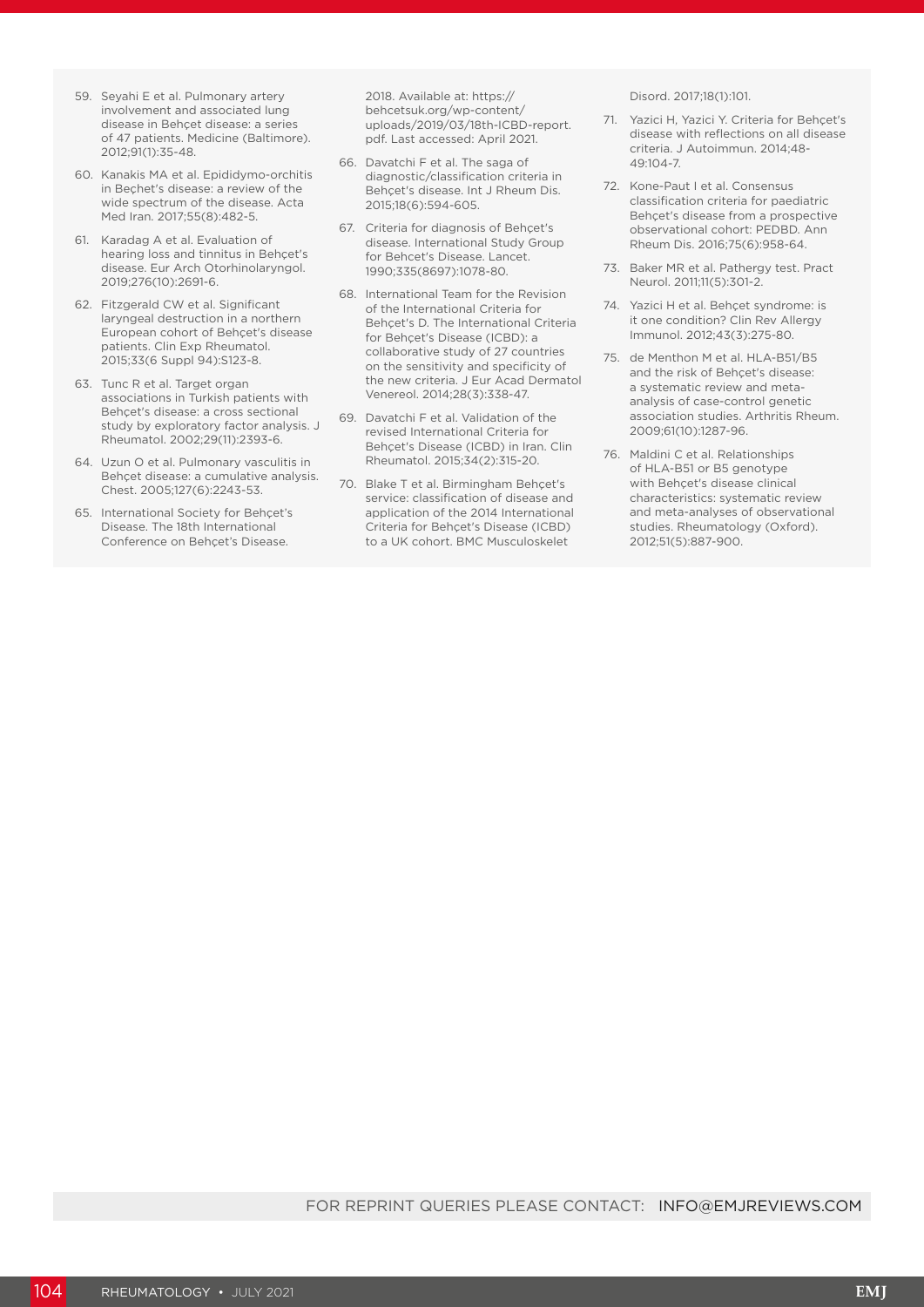59. Seyahi E et al. Pulmonary artery involvement and associated lung disease in Behçet disease: a series of 47 patients. Medicine (Baltimore). 2012;91(1):35-48.

60. Kanakis MA et al. Epididymo-orchitis in Beçhet's disease: a review of the wide spectrum of the disease. Acta Med Iran. 2017;55(8):482-5.

61. Karadag A et al. Evaluation of hearing loss and tinnitus in Behçet's disease. Eur Arch Otorhinolaryngol. 2019;276(10):2691-6.

62. Fitzgerald CW et al. Significant laryngeal destruction in a northern European cohort of Behçet's disease patients. Clin Exp Rheumatol. 2015;33(6 Suppl 94):S123-8.

63. Tunc R et al. Target organ associations in Turkish patients with Behçet's disease: a cross sectional study by exploratory factor analysis. J Rheumatol. 2002;29(11):2393-6.

64. Uzun O et al. Pulmonary vasculitis in Behçet disease: a cumulative analysis. Chest. 2005;127(6):2243-53.

65. International Society for Behçet's Disease. The 18th International Conference on Behçet's Disease. 2018. Available at: https://behcetsuk.org/wp-content/uploads/2019/03/18th-ICBD-report.pdf. Last accessed: April 2021.

66. Davatchi F et al. The saga of diagnostic/classification criteria in Behçet's disease. Int J Rheum Dis. 2015;18(6):594-605.

67. Criteria for diagnosis of Behçet's disease. International Study Group for Behcet's Disease. Lancet. 1990;335(8697):1078-80.

68. International Team for the Revision of the International Criteria for Behçet's D. The International Criteria for Behçet's Disease (ICBD): a collaborative study of 27 countries on the sensitivity and specificity of the new criteria. J Eur Acad Dermatol Venereol. 2014;28(3):338-47.

69. Davatchi F et al. Validation of the revised International Criteria for Behçet's Disease (ICBD) in Iran. Clin Rheumatol. 2015;34(2):315-20.

70. Blake T et al. Birmingham Behçet's service: classification of disease and application of the 2014 International Criteria for Behçet's Disease (ICBD) to a UK cohort. BMC Musculoskelet Disord. 2017;18(1):101.

71. Yazici H, Yazici Y. Criteria for Behçet's disease with reflections on all disease criteria. J Autoimmun. 2014;48-49:104-7.

72. Kone-Paut I et al. Consensus classification criteria for paediatric Behçet's disease from a prospective observational cohort: PEDBD. Ann Rheum Dis. 2016;75(6):958-64.

73. Baker MR et al. Pathergy test. Pract Neurol. 2011;11(5):301-2.

74. Yazici H et al. Behçet syndrome: is it one condition? Clin Rev Allergy Immunol. 2012;43(3):275-80.

75. de Menthon M et al. HLA-B51/B5 and the risk of Behçet's disease: a systematic review and meta-analysis of case-control genetic association studies. Arthritis Rheum. 2009;61(10):1287-96.

76. Maldini C et al. Relationships of HLA-B51 or B5 genotype with Behçet's disease clinical characteristics: systematic review and meta-analyses of observational studies. Rheumatology (Oxford). 2012;51(5):887-900.

FOR REPRINT QUERIES PLEASE CONTACT: INFO@EMJREVIEWS.COM